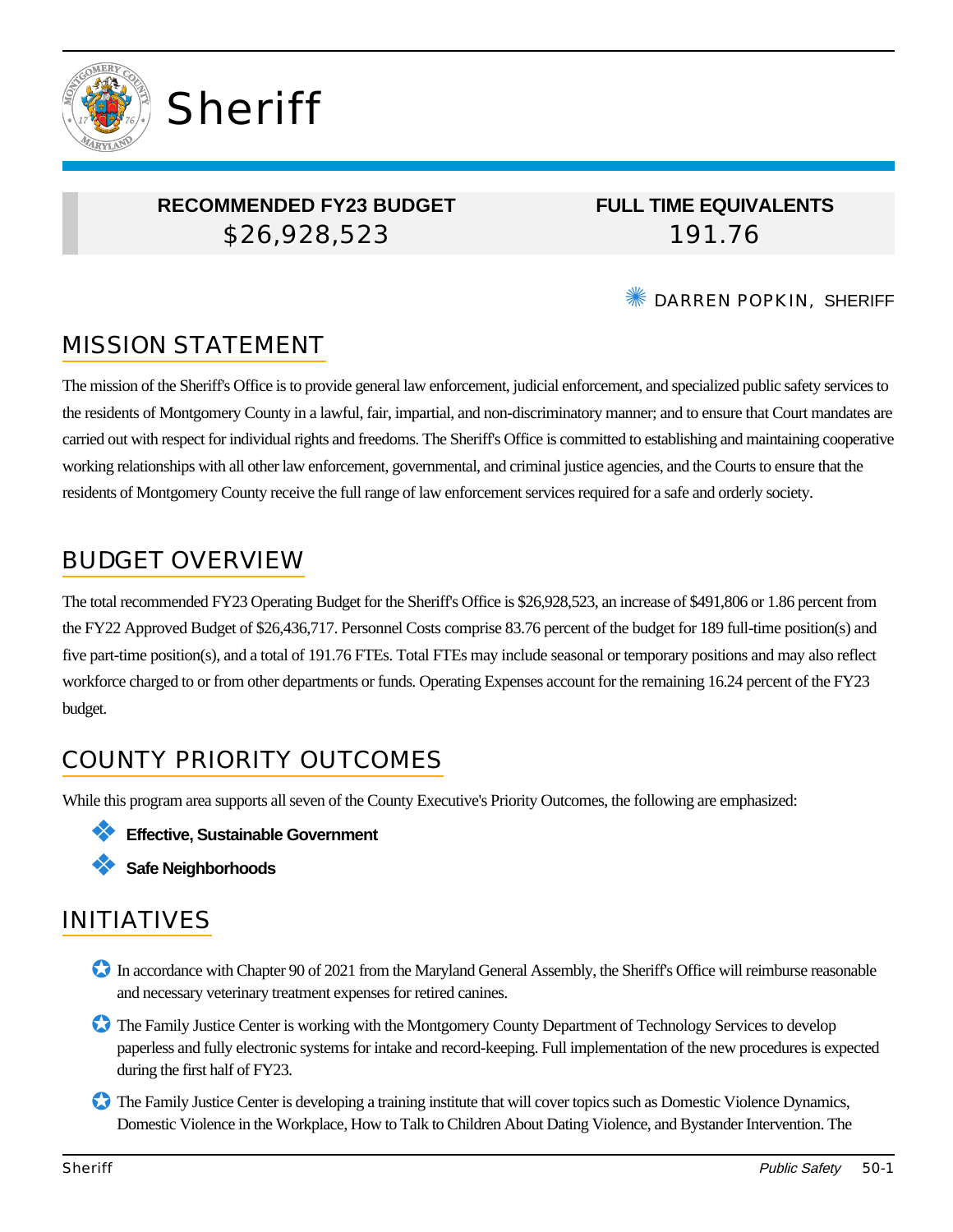# Sheriff

| RECOMMENDED FY23 BUDGET | FULL TIME EQUIVALENTS |
| --- | --- |
| $26,928,523 | 191.76 |

DARREN POPKIN, SHERIFF

## MISSION STATEMENT

The mission of the Sheriff's Office is to provide general law enforcement, judicial enforcement, and specialized public safety services to the residents of Montgomery County in a lawful, fair, impartial, and non-discriminatory manner; and to ensure that Court mandates are carried out with respect for individual rights and freedoms. The Sheriff's Office is committed to establishing and maintaining cooperative working relationships with all other law enforcement, governmental, and criminal justice agencies, and the Courts to ensure that the residents of Montgomery County receive the full range of law enforcement services required for a safe and orderly society.

## BUDGET OVERVIEW

The total recommended FY23 Operating Budget for the Sheriff's Office is $26,928,523, an increase of $491,806 or 1.86 percent from the FY22 Approved Budget of $26,436,717. Personnel Costs comprise 83.76 percent of the budget for 189 full-time position(s) and five part-time position(s), and a total of 191.76 FTEs. Total FTEs may include seasonal or temporary positions and may also reflect workforce charged to or from other departments or funds. Operating Expenses account for the remaining 16.24 percent of the FY23 budget.

## COUNTY PRIORITY OUTCOMES

While this program area supports all seven of the County Executive's Priority Outcomes, the following are emphasized:

- **Effective, Sustainable Government**
- **Safe Neighborhoods**

## INITIATIVES

- In accordance with Chapter 90 of 2021 from the Maryland General Assembly, the Sheriff's Office will reimburse reasonable and necessary veterinary treatment expenses for retired canines.
- The Family Justice Center is working with the Montgomery County Department of Technology Services to develop paperless and fully electronic systems for intake and record-keeping. Full implementation of the new procedures is expected during the first half of FY23.
- The Family Justice Center is developing a training institute that will cover topics such as Domestic Violence Dynamics, Domestic Violence in the Workplace, How to Talk to Children About Dating Violence, and Bystander Intervention. The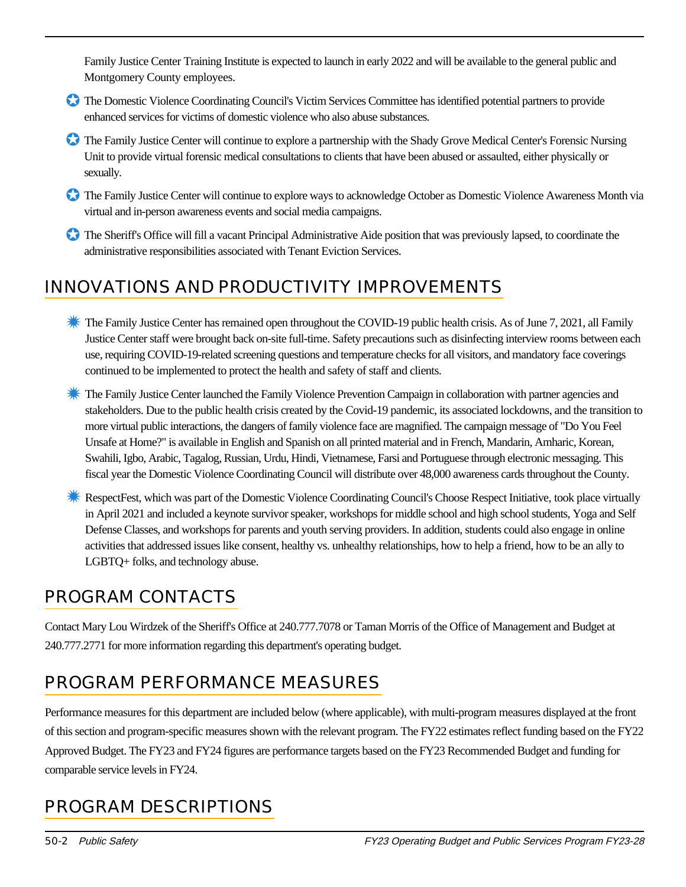Family Justice Center Training Institute is expected to launch in early 2022 and will be available to the general public and Montgomery County employees.

- The Domestic Violence Coordinating Council's Victim Services Committee has identified potential partners to provide enhanced services for victims of domestic violence who also abuse substances.
- The Family Justice Center will continue to explore a partnership with the Shady Grove Medical Center's Forensic Nursing Unit to provide virtual forensic medical consultations to clients that have been abused or assaulted, either physically or sexually.
- The Family Justice Center will continue to explore ways to acknowledge October as Domestic Violence Awareness Month via virtual and in-person awareness events and social media campaigns.
- The Sheriff's Office will fill a vacant Principal Administrative Aide position that was previously lapsed, to coordinate the administrative responsibilities associated with Tenant Eviction Services.

## INNOVATIONS AND PRODUCTIVITY IMPROVEMENTS

- The Family Justice Center has remained open throughout the COVID-19 public health crisis. As of June 7, 2021, all Family Justice Center staff were brought back on-site full-time. Safety precautions such as disinfecting interview rooms between each use, requiring COVID-19-related screening questions and temperature checks for all visitors, and mandatory face coverings continued to be implemented to protect the health and safety of staff and clients.
- The Family Justice Center launched the Family Violence Prevention Campaign in collaboration with partner agencies and stakeholders. Due to the public health crisis created by the Covid-19 pandemic, its associated lockdowns, and the transition to more virtual public interactions, the dangers of family violence face are magnified. The campaign message of "Do You Feel Unsafe at Home?" is available in English and Spanish on all printed material and in French, Mandarin, Amharic, Korean, Swahili, Igbo, Arabic, Tagalog, Russian, Urdu, Hindi, Vietnamese, Farsi and Portuguese through electronic messaging. This fiscal year the Domestic Violence Coordinating Council will distribute over 48,000 awareness cards throughout the County.
- RespectFest, which was part of the Domestic Violence Coordinating Council's Choose Respect Initiative, took place virtually in April 2021 and included a keynote survivor speaker, workshops for middle school and high school students, Yoga and Self Defense Classes, and workshops for parents and youth serving providers. In addition, students could also engage in online activities that addressed issues like consent, healthy vs. unhealthy relationships, how to help a friend, how to be an ally to LGBTQ+ folks, and technology abuse.

## PROGRAM CONTACTS

Contact Mary Lou Wirdzek of the Sheriff's Office at 240.777.7078 or Taman Morris of the Office of Management and Budget at 240.777.2771 for more information regarding this department's operating budget.

## PROGRAM PERFORMANCE MEASURES

Performance measures for this department are included below (where applicable), with multi-program measures displayed at the front of this section and program-specific measures shown with the relevant program. The FY22 estimates reflect funding based on the FY22 Approved Budget. The FY23 and FY24 figures are performance targets based on the FY23 Recommended Budget and funding for comparable service levels in FY24.

## PROGRAM DESCRIPTIONS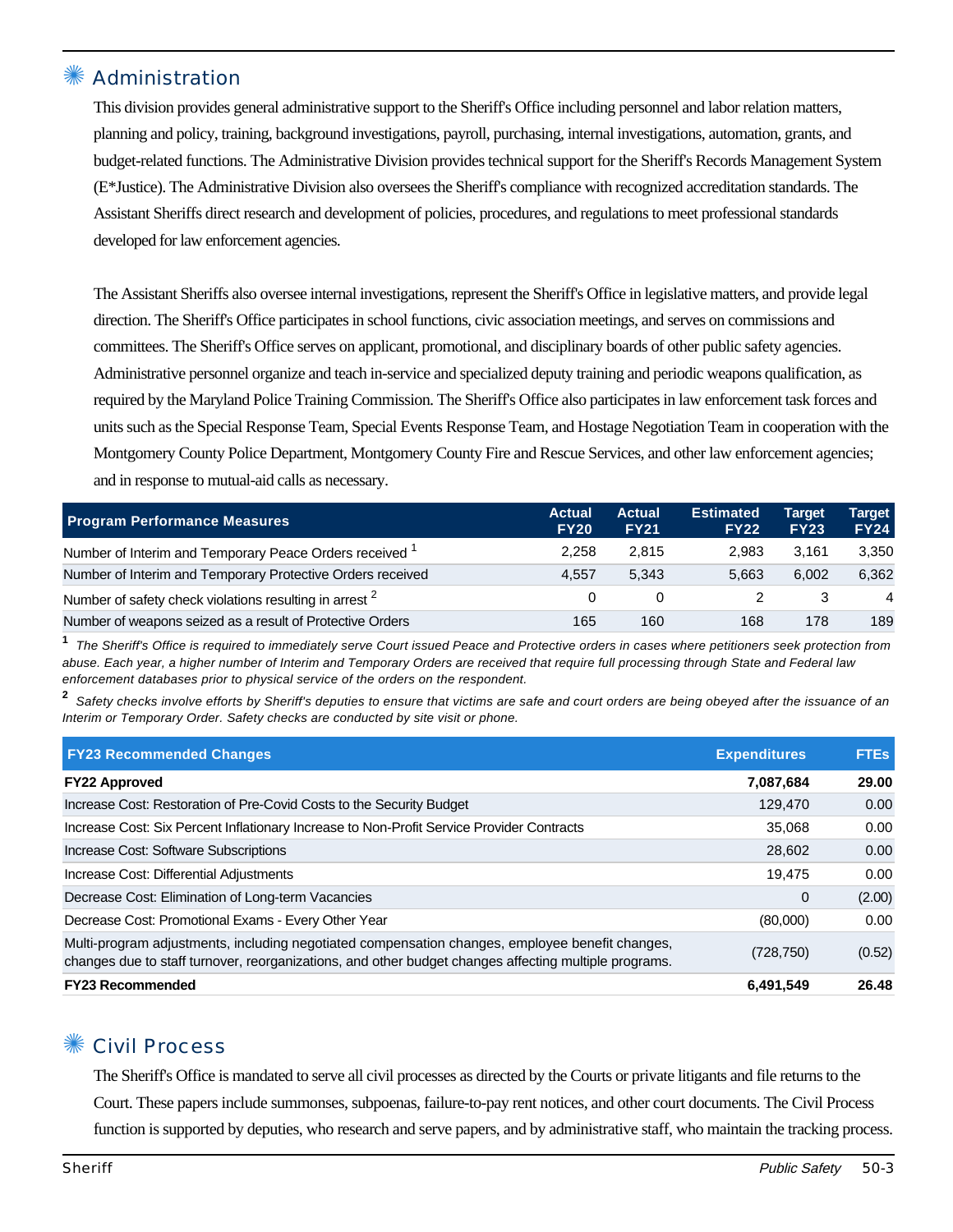## Administration

This division provides general administrative support to the Sheriff's Office including personnel and labor relation matters, planning and policy, training, background investigations, payroll, purchasing, internal investigations, automation, grants, and budget-related functions. The Administrative Division provides technical support for the Sheriff's Records Management System (E*Justice). The Administrative Division also oversees the Sheriff's compliance with recognized accreditation standards. The Assistant Sheriffs direct research and development of policies, procedures, and regulations to meet professional standards developed for law enforcement agencies.

The Assistant Sheriffs also oversee internal investigations, represent the Sheriff's Office in legislative matters, and provide legal direction. The Sheriff's Office participates in school functions, civic association meetings, and serves on commissions and committees. The Sheriff's Office serves on applicant, promotional, and disciplinary boards of other public safety agencies. Administrative personnel organize and teach in-service and specialized deputy training and periodic weapons qualification, as required by the Maryland Police Training Commission. The Sheriff's Office also participates in law enforcement task forces and units such as the Special Response Team, Special Events Response Team, and Hostage Negotiation Team in cooperation with the Montgomery County Police Department, Montgomery County Fire and Rescue Services, and other law enforcement agencies; and in response to mutual-aid calls as necessary.

| Program Performance Measures | Actual FY20 | Actual FY21 | Estimated FY22 | Target FY23 | Target FY24 |
|---|---|---|---|---|---|
| Number of Interim and Temporary Peace Orders received [1] | 2,258 | 2,815 | 2,983 | 3,161 | 3,350 |
| Number of Interim and Temporary Protective Orders received | 4,557 | 5,343 | 5,663 | 6,002 | 6,362 |
| Number of safety check violations resulting in arrest [2] | 0 | 0 | 2 | 3 | 4 |
| Number of weapons seized as a result of Protective Orders | 165 | 160 | 168 | 178 | 189 |

[1] *The Sheriff's Office is required to immediately serve Court issued Peace and Protective orders in cases where petitioners seek protection from abuse. Each year, a higher number of Interim and Temporary Orders are received that require full processing through State and Federal law enforcement databases prior to physical service of the orders on the respondent.*

[2] *Safety checks involve efforts by Sheriff's deputies to ensure that victims are safe and court orders are being obeyed after the issuance of an Interim or Temporary Order. Safety checks are conducted by site visit or phone.*

| FY23 Recommended Changes | Expenditures | FTEs |
|---|---|---|
| **FY22 Approved** | **7,087,684** | **29.00** |
| Increase Cost: Restoration of Pre-Covid Costs to the Security Budget | 129,470 | 0.00 |
| Increase Cost: Six Percent Inflationary Increase to Non-Profit Service Provider Contracts | 35,068 | 0.00 |
| Increase Cost: Software Subscriptions | 28,602 | 0.00 |
| Increase Cost: Differential Adjustments | 19,475 | 0.00 |
| Decrease Cost: Elimination of Long-term Vacancies | 0 | (2.00) |
| Decrease Cost: Promotional Exams - Every Other Year | (80,000) | 0.00 |
| Multi-program adjustments, including negotiated compensation changes, employee benefit changes, changes due to staff turnover, reorganizations, and other budget changes affecting multiple programs. | (728,750) | (0.52) |
| **FY23 Recommended** | **6,491,549** | **26.48** |

## Civil Process

The Sheriff's Office is mandated to serve all civil processes as directed by the Courts or private litigants and file returns to the Court. These papers include summonses, subpoenas, failure-to-pay rent notices, and other court documents. The Civil Process function is supported by deputies, who research and serve papers, and by administrative staff, who maintain the tracking process.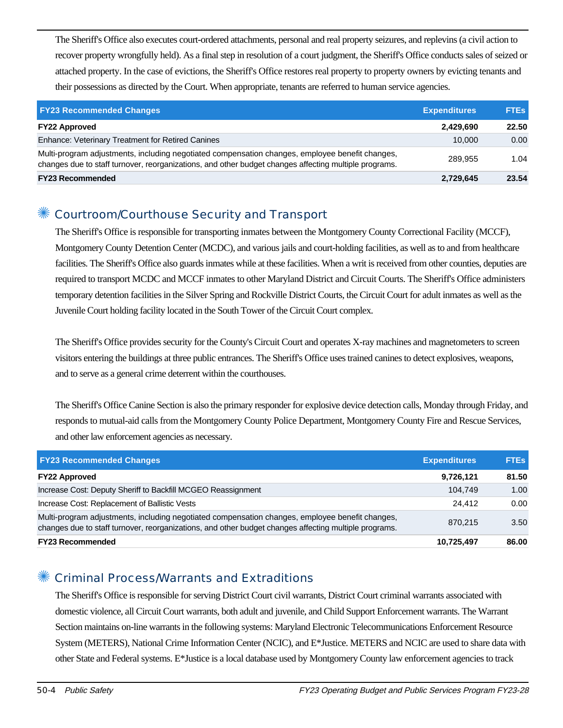The Sheriff's Office also executes court-ordered attachments, personal and real property seizures, and replevins (a civil action to recover property wrongfully held). As a final step in resolution of a court judgment, the Sheriff's Office conducts sales of seized or attached property. In the case of evictions, the Sheriff's Office restores real property to property owners by evicting tenants and their possessions as directed by the Court. When appropriate, tenants are referred to human service agencies.

| FY23 Recommended Changes | Expenditures | FTEs |
|---|---|---|
| **FY22 Approved** | **2,429,690** | **22.50** |
| Enhance: Veterinary Treatment for Retired Canines | 10,000 | 0.00 |
| Multi-program adjustments, including negotiated compensation changes, employee benefit changes, changes due to staff turnover, reorganizations, and other budget changes affecting multiple programs. | 289,955 | 1.04 |
| **FY23 Recommended** | **2,729,645** | **23.54** |

## Courtroom/Courthouse Security and Transport

The Sheriff's Office is responsible for transporting inmates between the Montgomery County Correctional Facility (MCCF), Montgomery County Detention Center (MCDC), and various jails and court-holding facilities, as well as to and from healthcare facilities. The Sheriff's Office also guards inmates while at these facilities. When a writ is received from other counties, deputies are required to transport MCDC and MCCF inmates to other Maryland District and Circuit Courts. The Sheriff's Office administers temporary detention facilities in the Silver Spring and Rockville District Courts, the Circuit Court for adult inmates as well as the Juvenile Court holding facility located in the South Tower of the Circuit Court complex.

The Sheriff's Office provides security for the County's Circuit Court and operates X-ray machines and magnetometers to screen visitors entering the buildings at three public entrances. The Sheriff's Office uses trained canines to detect explosives, weapons, and to serve as a general crime deterrent within the courthouses.

The Sheriff's Office Canine Section is also the primary responder for explosive device detection calls, Monday through Friday, and responds to mutual-aid calls from the Montgomery County Police Department, Montgomery County Fire and Rescue Services, and other law enforcement agencies as necessary.

| FY23 Recommended Changes | Expenditures | FTEs |
|---|---|---|
| **FY22 Approved** | **9,726,121** | **81.50** |
| Increase Cost: Deputy Sheriff to Backfill MCGEO Reassignment | 104,749 | 1.00 |
| Increase Cost: Replacement of Ballistic Vests | 24,412 | 0.00 |
| Multi-program adjustments, including negotiated compensation changes, employee benefit changes, changes due to staff turnover, reorganizations, and other budget changes affecting multiple programs. | 870,215 | 3.50 |
| **FY23 Recommended** | **10,725,497** | **86.00** |

## Criminal Process/Warrants and Extraditions

The Sheriff's Office is responsible for serving District Court civil warrants, District Court criminal warrants associated with domestic violence, all Circuit Court warrants, both adult and juvenile, and Child Support Enforcement warrants. The Warrant Section maintains on-line warrants in the following systems: Maryland Electronic Telecommunications Enforcement Resource System (METERS), National Crime Information Center (NCIC), and E*Justice. METERS and NCIC are used to share data with other State and Federal systems. E*Justice is a local database used by Montgomery County law enforcement agencies to track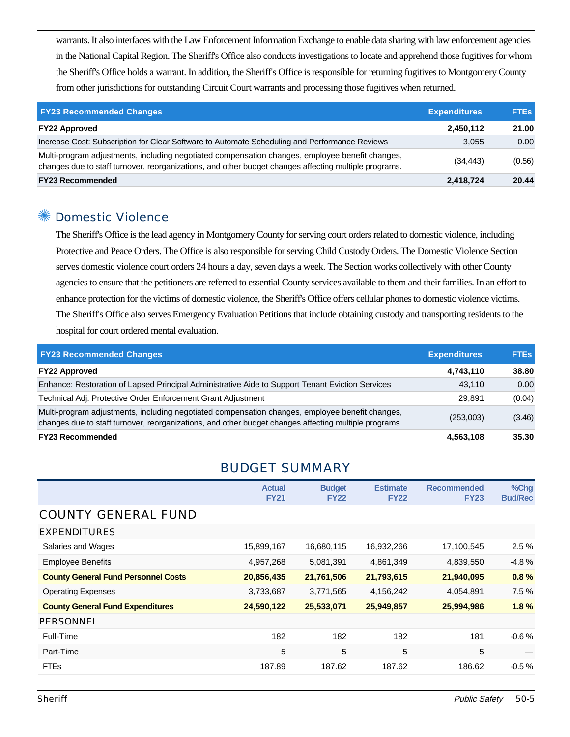warrants. It also interfaces with the Law Enforcement Information Exchange to enable data sharing with law enforcement agencies in the National Capital Region. The Sheriff's Office also conducts investigations to locate and apprehend those fugitives for whom the Sheriff's Office holds a warrant. In addition, the Sheriff's Office is responsible for returning fugitives to Montgomery County from other jurisdictions for outstanding Circuit Court warrants and processing those fugitives when returned.

| FY23 Recommended Changes | Expenditures | FTEs |
|---|---|---|
| **FY22 Approved** | **2,450,112** | **21.00** |
| Increase Cost: Subscription for Clear Software to Automate Scheduling and Performance Reviews | 3,055 | 0.00 |
| Multi-program adjustments, including negotiated compensation changes, employee benefit changes, changes due to staff turnover, reorganizations, and other budget changes affecting multiple programs. | (34,443) | (0.56) |
| **FY23 Recommended** | **2,418,724** | **20.44** |

## Domestic Violence

The Sheriff's Office is the lead agency in Montgomery County for serving court orders related to domestic violence, including Protective and Peace Orders. The Office is also responsible for serving Child Custody Orders. The Domestic Violence Section serves domestic violence court orders 24 hours a day, seven days a week. The Section works collectively with other County agencies to ensure that the petitioners are referred to essential County services available to them and their families. In an effort to enhance protection for the victims of domestic violence, the Sheriff's Office offers cellular phones to domestic violence victims. The Sheriff's Office also serves Emergency Evaluation Petitions that include obtaining custody and transporting residents to the hospital for court ordered mental evaluation.

| FY23 Recommended Changes | Expenditures | FTEs |
|---|---|---|
| **FY22 Approved** | **4,743,110** | **38.80** |
| Enhance: Restoration of Lapsed Principal Administrative Aide to Support Tenant Eviction Services | 43,110 | 0.00 |
| Technical Adj: Protective Order Enforcement Grant Adjustment | 29,891 | (0.04) |
| Multi-program adjustments, including negotiated compensation changes, employee benefit changes, changes due to staff turnover, reorganizations, and other budget changes affecting multiple programs. | (253,003) | (3.46) |
| **FY23 Recommended** | **4,563,108** | **35.30** |

# BUDGET SUMMARY

| | Actual FY21 | Budget FY22 | Estimate FY22 | Recommended FY23 | %Chg Bud/Rec |
|---|---|---|---|---|---|
| **COUNTY GENERAL FUND** | | | | | |
| **EXPENDITURES** | | | | | |
| Salaries and Wages | 15,899,167 | 16,680,115 | 16,932,266 | 17,100,545 | 2.5 % |
| Employee Benefits | 4,957,268 | 5,081,391 | 4,861,349 | 4,839,550 | -4.8 % |
| **County General Fund Personnel Costs** | **20,856,435** | **21,761,506** | **21,793,615** | **21,940,095** | **0.8 %** |
| Operating Expenses | 3,733,687 | 3,771,565 | 4,156,242 | 4,054,891 | 7.5 % |
| **County General Fund Expenditures** | **24,590,122** | **25,533,071** | **25,949,857** | **25,994,986** | **1.8 %** |
| **PERSONNEL** | | | | | |
| Full-Time | 182 | 182 | 182 | 181 | -0.6 % |
| Part-Time | 5 | 5 | 5 | 5 | — |
| FTEs | 187.89 | 187.62 | 187.62 | 186.62 | -0.5 % |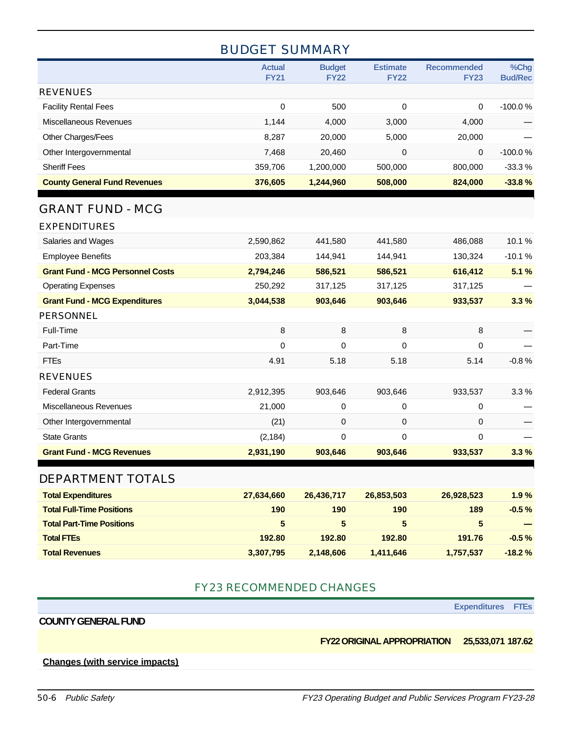## BUDGET SUMMARY

| | Actual FY21 | Budget FY22 | Estimate FY22 | Recommended FY23 | %Chg Bud/Rec |
|---|---|---|---|---|---|
| **REVENUES** | | | | | |
| Facility Rental Fees | 0 | 500 | 0 | 0 | -100.0 % |
| Miscellaneous Revenues | 1,144 | 4,000 | 3,000 | 4,000 | — |
| Other Charges/Fees | 8,287 | 20,000 | 5,000 | 20,000 | — |
| Other Intergovernmental | 7,468 | 20,460 | 0 | 0 | -100.0 % |
| Sheriff Fees | 359,706 | 1,200,000 | 500,000 | 800,000 | -33.3 % |
| **County General Fund Revenues** | **376,605** | **1,244,960** | **508,000** | **824,000** | **-33.8 %** |

## GRANT FUND - MCG

| | Actual FY21 | Budget FY22 | Estimate FY22 | Recommended FY23 | %Chg Bud/Rec |
|---|---|---|---|---|---|
| **EXPENDITURES** | | | | | |
| Salaries and Wages | 2,590,862 | 441,580 | 441,580 | 486,088 | 10.1 % |
| Employee Benefits | 203,384 | 144,941 | 144,941 | 130,324 | -10.1 % |
| **Grant Fund - MCG Personnel Costs** | **2,794,246** | **586,521** | **586,521** | **616,412** | **5.1 %** |
| Operating Expenses | 250,292 | 317,125 | 317,125 | 317,125 | — |
| **Grant Fund - MCG Expenditures** | **3,044,538** | **903,646** | **903,646** | **933,537** | **3.3 %** |
| **PERSONNEL** | | | | | |
| Full-Time | 8 | 8 | 8 | 8 | — |
| Part-Time | 0 | 0 | 0 | 0 | — |
| FTEs | 4.91 | 5.18 | 5.18 | 5.14 | -0.8 % |
| **REVENUES** | | | | | |
| Federal Grants | 2,912,395 | 903,646 | 903,646 | 933,537 | 3.3 % |
| Miscellaneous Revenues | 21,000 | 0 | 0 | 0 | — |
| Other Intergovernmental | (21) | 0 | 0 | 0 | — |
| State Grants | (2,184) | 0 | 0 | 0 | — |
| **Grant Fund - MCG Revenues** | **2,931,190** | **903,646** | **903,646** | **933,537** | **3.3 %** |

## DEPARTMENT TOTALS

| | Actual FY21 | Budget FY22 | Estimate FY22 | Recommended FY23 | %Chg Bud/Rec |
|---|---|---|---|---|---|
| **Total Expenditures** | **27,634,660** | **26,436,717** | **26,853,503** | **26,928,523** | **1.9 %** |
| **Total Full-Time Positions** | **190** | **190** | **190** | **189** | **-0.5 %** |
| **Total Part-Time Positions** | **5** | **5** | **5** | **5** | **—** |
| **Total FTEs** | **192.80** | **192.80** | **192.80** | **191.76** | **-0.5 %** |
| **Total Revenues** | **3,307,795** | **2,148,606** | **1,411,646** | **1,757,537** | **-18.2 %** |

## FY23 RECOMMENDED CHANGES

| | Expenditures | FTEs |
|---|---|---|
| **COUNTY GENERAL FUND** | | |
| **FY22 ORIGINAL APPROPRIATION** | **25,533,071** | **187.62** |

**Changes (with service impacts)**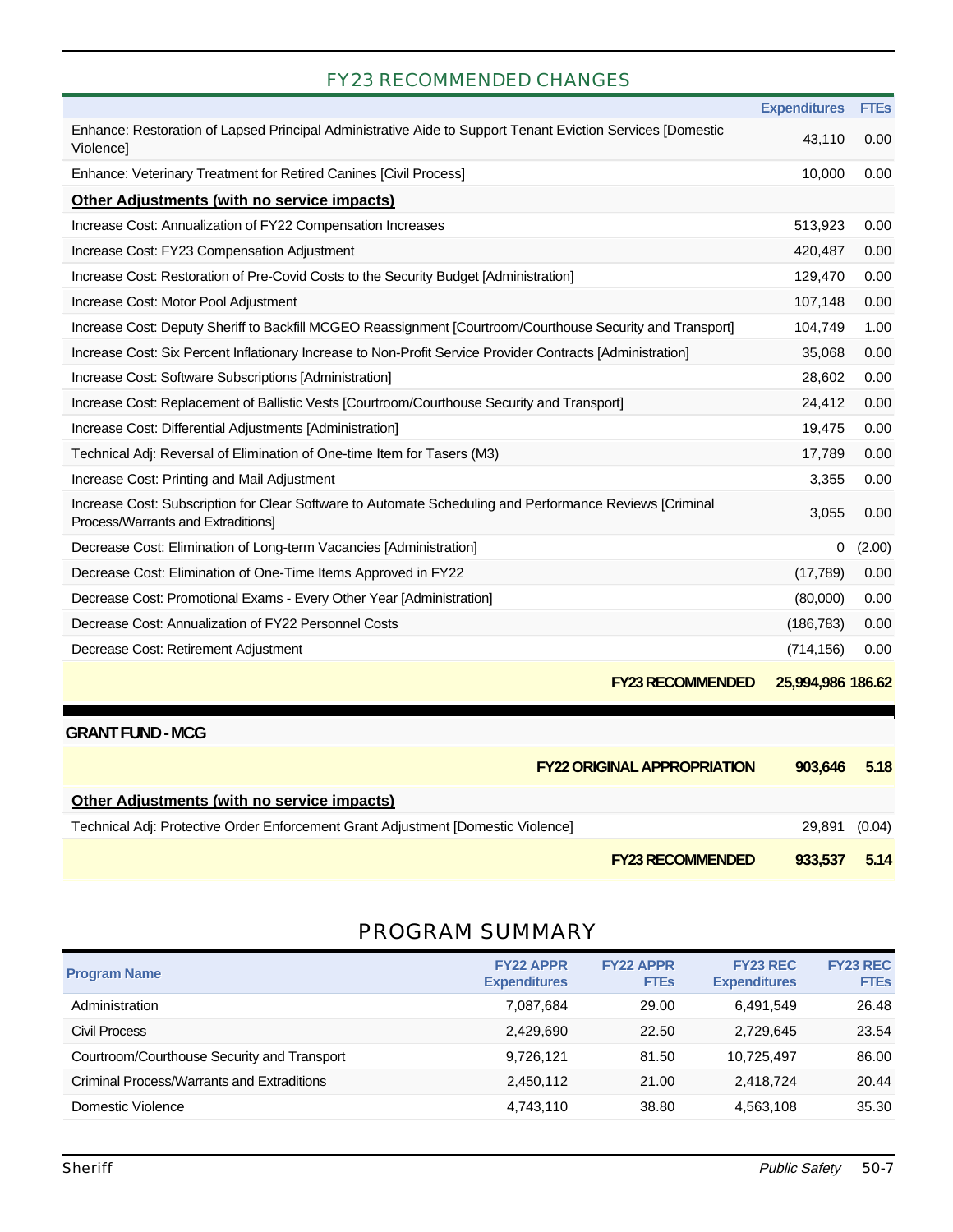## FY23 RECOMMENDED CHANGES

| | Expenditures | FTEs |
|---|---|---|
| Enhance: Restoration of Lapsed Principal Administrative Aide to Support Tenant Eviction Services [Domestic Violence] | 43,110 | 0.00 |
| Enhance: Veterinary Treatment for Retired Canines [Civil Process] | 10,000 | 0.00 |
| **Other Adjustments (with no service impacts)** | | |
| Increase Cost: Annualization of FY22 Compensation Increases | 513,923 | 0.00 |
| Increase Cost: FY23 Compensation Adjustment | 420,487 | 0.00 |
| Increase Cost: Restoration of Pre-Covid Costs to the Security Budget [Administration] | 129,470 | 0.00 |
| Increase Cost: Motor Pool Adjustment | 107,148 | 0.00 |
| Increase Cost: Deputy Sheriff to Backfill MCGEO Reassignment [Courtroom/Courthouse Security and Transport] | 104,749 | 1.00 |
| Increase Cost: Six Percent Inflationary Increase to Non-Profit Service Provider Contracts [Administration] | 35,068 | 0.00 |
| Increase Cost: Software Subscriptions [Administration] | 28,602 | 0.00 |
| Increase Cost: Replacement of Ballistic Vests [Courtroom/Courthouse Security and Transport] | 24,412 | 0.00 |
| Increase Cost: Differential Adjustments [Administration] | 19,475 | 0.00 |
| Technical Adj: Reversal of Elimination of One-time Item for Tasers (M3) | 17,789 | 0.00 |
| Increase Cost: Printing and Mail Adjustment | 3,355 | 0.00 |
| Increase Cost: Subscription for Clear Software to Automate Scheduling and Performance Reviews [Criminal Process/Warrants and Extraditions] | 3,055 | 0.00 |
| Decrease Cost: Elimination of Long-term Vacancies [Administration] | 0 | (2.00) |
| Decrease Cost: Elimination of One-Time Items Approved in FY22 | (17,789) | 0.00 |
| Decrease Cost: Promotional Exams - Every Other Year [Administration] | (80,000) | 0.00 |
| Decrease Cost: Annualization of FY22 Personnel Costs | (186,783) | 0.00 |
| Decrease Cost: Retirement Adjustment | (714,156) | 0.00 |
| **FY23 RECOMMENDED** | **25,994,986** | **186.62** |

### GRANT FUND - MCG

| | Expenditures | FTEs |
|---|---|---|
| **FY22 ORIGINAL APPROPRIATION** | **903,646** | **5.18** |
| **Other Adjustments (with no service impacts)** | | |
| Technical Adj: Protective Order Enforcement Grant Adjustment [Domestic Violence] | 29,891 | (0.04) |
| **FY23 RECOMMENDED** | **933,537** | **5.14** |

## PROGRAM SUMMARY

| Program Name | FY22 APPR Expenditures | FY22 APPR FTEs | FY23 REC Expenditures | FY23 REC FTEs |
|---|---|---|---|---|
| Administration | 7,087,684 | 29.00 | 6,491,549 | 26.48 |
| Civil Process | 2,429,690 | 22.50 | 2,729,645 | 23.54 |
| Courtroom/Courthouse Security and Transport | 9,726,121 | 81.50 | 10,725,497 | 86.00 |
| Criminal Process/Warrants and Extraditions | 2,450,112 | 21.00 | 2,418,724 | 20.44 |
| Domestic Violence | 4,743,110 | 38.80 | 4,563,108 | 35.30 |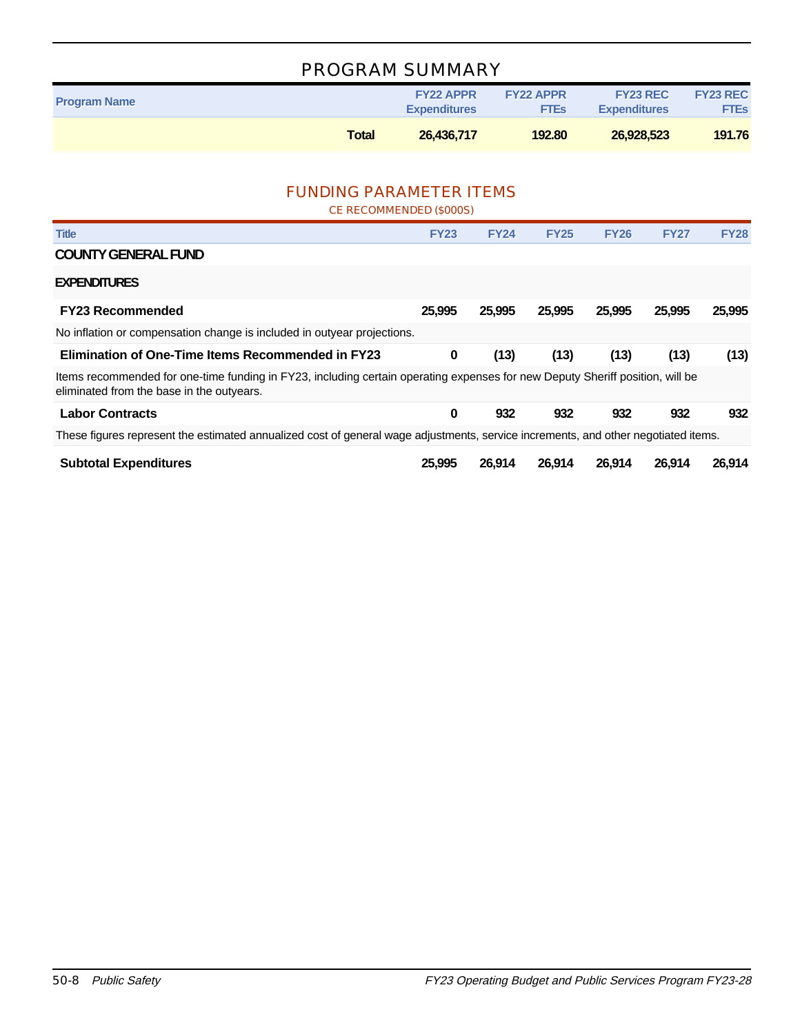## PROGRAM SUMMARY

| Program Name | FY22 APPR Expenditures | FY22 APPR FTEs | FY23 REC Expenditures | FY23 REC FTEs |
|---|---|---|---|---|
| **Total** | **26,436,717** | **192.80** | **26,928,523** | **191.76** |

## FUNDING PARAMETER ITEMS

CE RECOMMENDED ($000S)

| Title | FY23 | FY24 | FY25 | FY26 | FY27 | FY28 |
|---|---|---|---|---|---|---|
| **COUNTY GENERAL FUND** | | | | | | |
| **EXPENDITURES** | | | | | | |
| **FY23 Recommended** | **25,995** | **25,995** | **25,995** | **25,995** | **25,995** | **25,995** |
| No inflation or compensation change is included in outyear projections. | | | | | | |
| **Elimination of One-Time Items Recommended in FY23** | **0** | **(13)** | **(13)** | **(13)** | **(13)** | **(13)** |
| Items recommended for one-time funding in FY23, including certain operating expenses for new Deputy Sheriff position, will be eliminated from the base in the outyears. | | | | | | |
| **Labor Contracts** | **0** | **932** | **932** | **932** | **932** | **932** |
| These figures represent the estimated annualized cost of general wage adjustments, service increments, and other negotiated items. | | | | | | |
| **Subtotal Expenditures** | **25,995** | **26,914** | **26,914** | **26,914** | **26,914** | **26,914** |